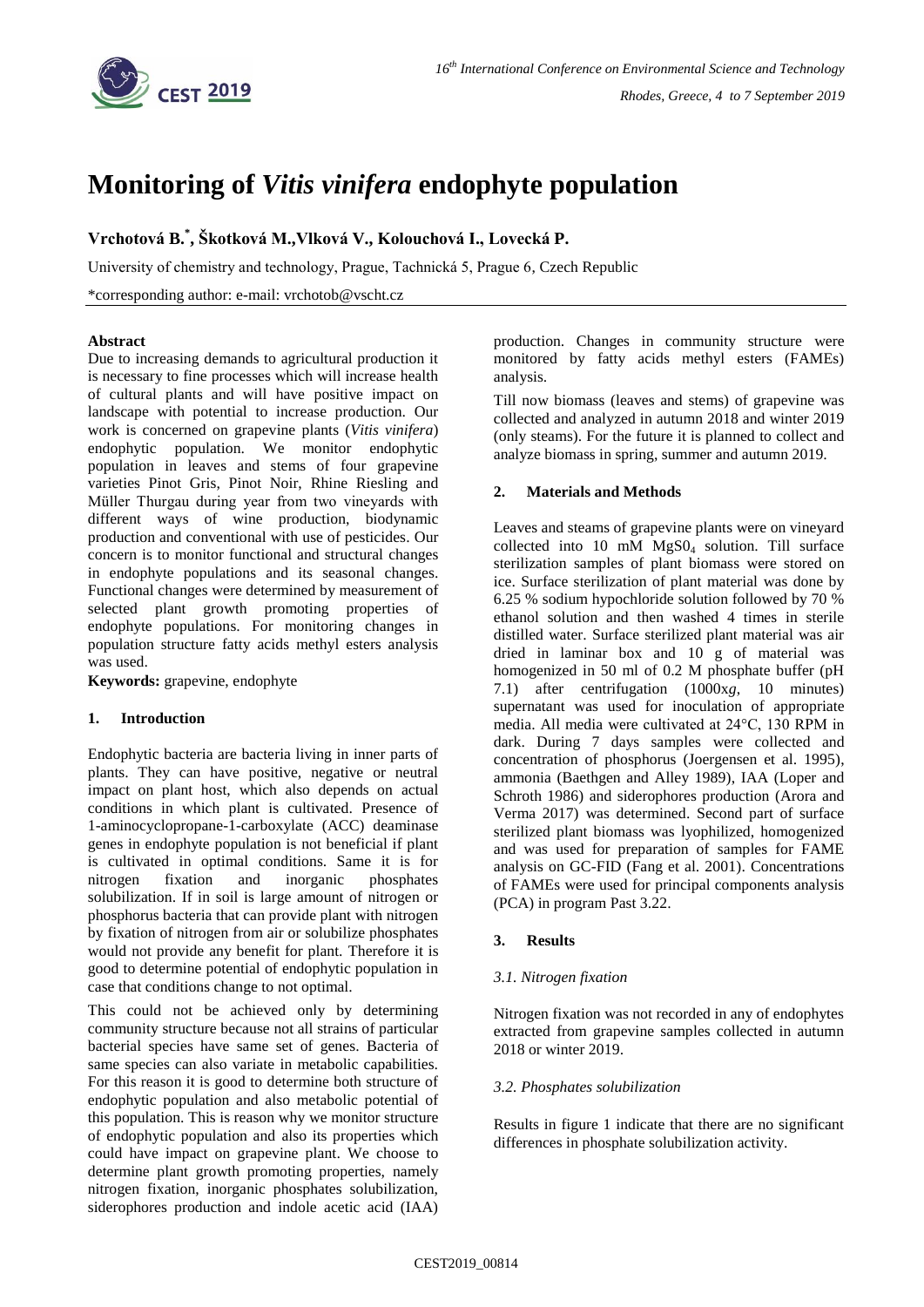# Monitoring of *Vitis vinifera* endophyte population

**Vrchotová B.[*], Škotková M.,Vlková V., Kolouchová I., Lovecká P.**

University of chemistry and technology, Prague, Tachnická 5, Prague 6, Czech Republic

*corresponding author: e-mail: vrchotob@vscht.cz

**Abstract**

Due to increasing demands to agricultural production it is necessary to fine processes which will increase health of cultural plants and will have positive impact on landscape with potential to increase production. Our work is concerned on grapevine plants (*Vitis vinifera*) endophytic population. We monitor endophytic population in leaves and stems of four grapevine varieties Pinot Gris, Pinot Noir, Rhine Riesling and Müller Thurgau during year from two vineyards with different ways of wine production, biodynamic production and conventional with use of pesticides. Our concern is to monitor functional and structural changes in endophyte populations and its seasonal changes. Functional changes were determined by measurement of selected plant growth promoting properties of endophyte populations. For monitoring changes in population structure fatty acids methyl esters analysis was used.

**Keywords:** grapevine, endophyte

## 1. Introduction

Endophytic bacteria are bacteria living in inner parts of plants. They can have positive, negative or neutral impact on plant host, which also depends on actual conditions in which plant is cultivated. Presence of 1-aminocyclopropane-1-carboxylate (ACC) deaminase genes in endophyte population is not beneficial if plant is cultivated in optimal conditions. Same it is for nitrogen fixation and inorganic phosphates solubilization. If in soil is large amount of nitrogen or phosphorus bacteria that can provide plant with nitrogen by fixation of nitrogen from air or solubilize phosphates would not provide any benefit for plant. Therefore it is good to determine potential of endophytic population in case that conditions change to not optimal.

This could not be achieved only by determining community structure because not all strains of particular bacterial species have same set of genes. Bacteria of same species can also variate in metabolic capabilities. For this reason it is good to determine both structure of endophytic population and also metabolic potential of this population. This is reason why we monitor structure of endophytic population and also its properties which could have impact on grapevine plant. We choose to determine plant growth promoting properties, namely nitrogen fixation, inorganic phosphates solubilization, siderophores production and indole acetic acid (IAA) production. Changes in community structure were monitored by fatty acids methyl esters (FAMEs) analysis.

Till now biomass (leaves and stems) of grapevine was collected and analyzed in autumn 2018 and winter 2019 (only steams). For the future it is planned to collect and analyze biomass in spring, summer and autumn 2019.

## 2. Materials and Methods

Leaves and steams of grapevine plants were on vineyard collected into 10 mM $MgS0_4$ solution. Till surface sterilization samples of plant biomass were stored on ice. Surface sterilization of plant material was done by 6.25 % sodium hypochloride solution followed by 70 % ethanol solution and then washed 4 times in sterile distilled water. Surface sterilized plant material was air dried in laminar box and 10 g of material was homogenized in 50 ml of 0.2 M phosphate buffer (pH 7.1) after centrifugation (1000x*g*, 10 minutes) supernatant was used for inoculation of appropriate media. All media were cultivated at 24°C, 130 RPM in dark. During 7 days samples were collected and concentration of phosphorus (Joergensen et al. 1995), ammonia (Baethgen and Alley 1989), IAA (Loper and Schroth 1986) and siderophores production (Arora and Verma 2017) was determined. Second part of surface sterilized plant biomass was lyophilized, homogenized and was used for preparation of samples for FAME analysis on GC-FID (Fang et al. 2001). Concentrations of FAMEs were used for principal components analysis (PCA) in program Past 3.22.

## 3. Results

### 3.1. Nitrogen fixation

Nitrogen fixation was not recorded in any of endophytes extracted from grapevine samples collected in autumn 2018 or winter 2019.

### 3.2. Phosphates solubilization

Results in figure 1 indicate that there are no significant differences in phosphate solubilization activity.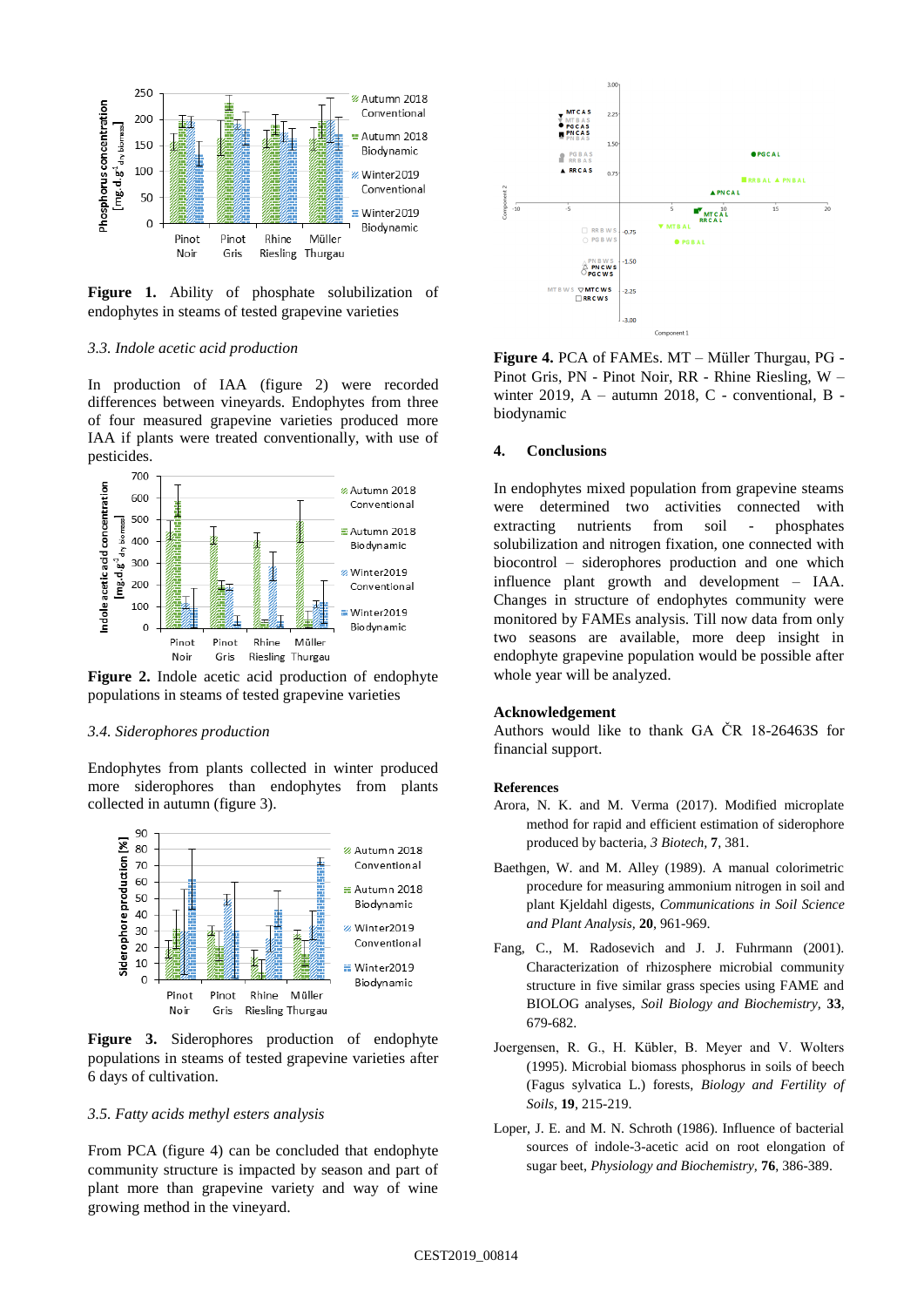Phosphorus concentration [mg.d.g$^{-1}$ dry biomass]

250
200
150
100
50
0

Pinot Noir
Pinot Gris
Rhine Riesling
Müller Thurgau

Autumn 2018 Conventional
Autumn 2018 Biodynamic
Winter2019 Conventional
Winter2019 Biodynamic

**Figure 1.** Ability of phosphate solubilization of endophytes in steams of tested grapevine varieties

### *3.3. Indole acetic acid production*

In production of IAA (figure 2) were recorded differences between vineyards. Endophytes from three of four measured grapevine varieties produced more IAA if plants were treated conventionally, with use of pesticides.

Indole acetic acid concentration [mg.d.g$^{-1}$ dry biomass]

700
600
500
400
300
200
100
0

Pinot Noir
Pinot Gris
Rhine Riesling
Müller Thurgau

Autumn 2018 Conventional
Autumn 2018 Biodynamic
Winter2019 Conventional
Winter2019 Biodynamic

**Figure 2.** Indole acetic acid production of endophyte populations in steams of tested grapevine varieties

### *3.4. Siderophores production*

Endophytes from plants collected in winter produced more siderophores than endophytes from plants collected in autumn (figure 3).

Siderophore production [%]

90
80
70
60
50
40
30
20
10
0

Pinot Noir
Pinot Gris
Rhine Riesling
Müller Thurgau

Autumn 2018 Conventional
Autumn 2018 Biodynamic
Winter2019 Conventional
Winter2019 Biodynamic

**Figure 3.** Siderophores production of endophyte populations in steams of tested grapevine varieties after 6 days of cultivation.

### *3.5. Fatty acids methyl esters analysis*

From PCA (figure 4) can be concluded that endophyte community structure is impacted by season and part of plant more than grapevine variety and way of wine growing method in the vineyard.

Component 2

3,00
2,25
1,50
0,75
-0,75
-1,50
-2,25
-3,00

-10
-5
5
10
15
20

Component 1

MTCAS
MTBAS
PGCAS
PNCAS
PNBAS
PGBAS
RRBAS
RRCAS
PGCAL
RRBAL
PNBAL
PNCAL
MTCAL
RRCAL
MTBAL
PGBAL
RRBWS
PGBWS
PNBWS
PNCWS
PGCWS
MTBWS
MTCWS
RRCWS

**Figure 4.** PCA of FAMEs. MT – Müller Thurgau, PG - Pinot Gris, PN - Pinot Noir, RR - Rhine Riesling, W – winter 2019, A – autumn 2018, C - conventional, B - biodynamic

## 4. Conclusions

In endophytes mixed population from grapevine steams were determined two activities connected with extracting nutrients from soil - phosphates solubilization and nitrogen fixation, one connected with biocontrol – siderophores production and one which influence plant growth and development – IAA. Changes in structure of endophytes community were monitored by FAMEs analysis. Till now data from only two seasons are available, more deep insight in endophyte grapevine population would be possible after whole year will be analyzed.

## Acknowledgement

Authors would like to thank GA ČR 18-26463S for financial support.

## References

Arora, N. K. and M. Verma (2017). Modified microplate method for rapid and efficient estimation of siderophore produced by bacteria, *3 Biotech*, **7**, 381.

Baethgen, W. and M. Alley (1989). A manual colorimetric procedure for measuring ammonium nitrogen in soil and plant Kjeldahl digests, *Communications in Soil Science and Plant Analysis*, **20**, 961-969.

Fang, C., M. Radosevich and J. J. Fuhrmann (2001). Characterization of rhizosphere microbial community structure in five similar grass species using FAME and BIOLOG analyses, *Soil Biology and Biochemistry*, **33**, 679-682.

Joergensen, R. G., H. Kübler, B. Meyer and V. Wolters (1995). Microbial biomass phosphorus in soils of beech (Fagus sylvatica L.) forests, *Biology and Fertility of Soils*, **19**, 215-219.

Loper, J. E. and M. N. Schroth (1986). Influence of bacterial sources of indole-3-acetic acid on root elongation of sugar beet, *Physiology and Biochemistry*, **76**, 386-389.